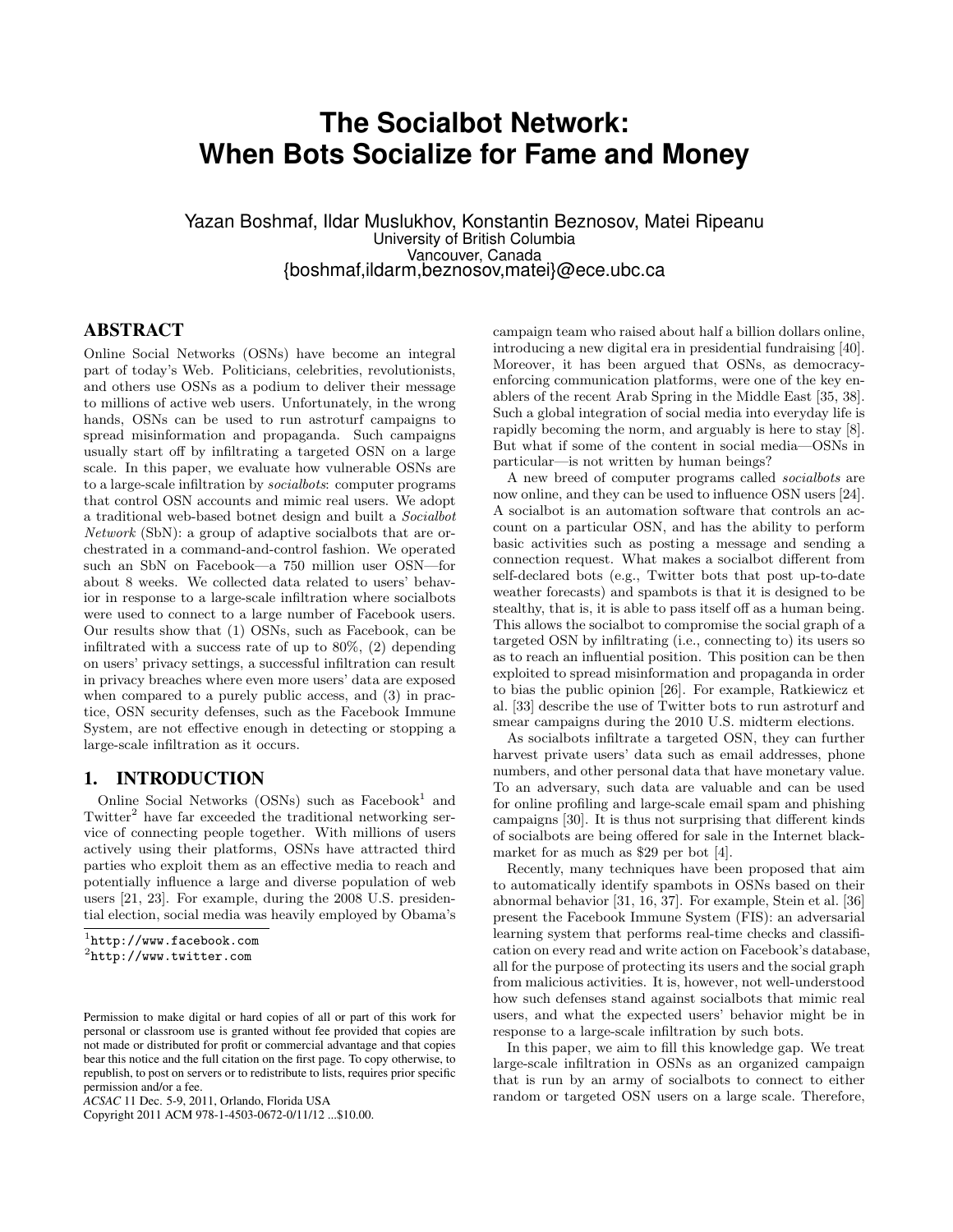# The Socialbot Network: When Bots Socialize for Fame and Money

Yazan Boshmaf, Ildar Muslukhov, Konstantin Beznosov, Matei Ripeanu
University of British Columbia
Vancouver, Canada
{boshmaf,ildarm,beznosov,matei}@ece.ubc.ca

## ABSTRACT

Online Social Networks (OSNs) have become an integral part of today's Web. Politicians, celebrities, revolutionists, and others use OSNs as a podium to deliver their message to millions of active web users. Unfortunately, in the wrong hands, OSNs can be used to run astroturf campaigns to spread misinformation and propaganda. Such campaigns usually start off by infiltrating a targeted OSN on a large scale. In this paper, we evaluate how vulnerable OSNs are to a large-scale infiltration by *socialbots*: computer programs that control OSN accounts and mimic real users. We adopt a traditional web-based botnet design and built a *Socialbot Network* (SbN): a group of adaptive socialbots that are orchestrated in a command-and-control fashion. We operated such an SbN on Facebook—a 750 million user OSN—for about 8 weeks. We collected data related to users' behavior in response to a large-scale infiltration where socialbots were used to connect to a large number of Facebook users. Our results show that (1) OSNs, such as Facebook, can be infiltrated with a success rate of up to 80%, (2) depending on users' privacy settings, a successful infiltration can result in privacy breaches where even more users' data are exposed when compared to a purely public access, and (3) in practice, OSN security defenses, such as the Facebook Immune System, are not effective enough in detecting or stopping a large-scale infiltration as it occurs.

## 1. INTRODUCTION

Online Social Networks (OSNs) such as Facebook[1] and Twitter[2] have far exceeded the traditional networking service of connecting people together. With millions of users actively using their platforms, OSNs have attracted third parties who exploit them as an effective media to reach and potentially influence a large and diverse population of web users [21, 23]. For example, during the 2008 U.S. presidential election, social media was heavily employed by Obama's campaign team who raised about half a billion dollars online, introducing a new digital era in presidential fundraising [40]. Moreover, it has been argued that OSNs, as democracy-enforcing communication platforms, were one of the key enablers of the recent Arab Spring in the Middle East [35, 38]. Such a global integration of social media into everyday life is rapidly becoming the norm, and arguably is here to stay [8]. But what if some of the content in social media—OSNs in particular—is not written by human beings?

A new breed of computer programs called *socialbots* are now online, and they can be used to influence OSN users [24]. A socialbot is an automation software that controls an account on a particular OSN, and has the ability to perform basic activities such as posting a message and sending a connection request. What makes a socialbot different from self-declared bots (e.g., Twitter bots that post up-to-date weather forecasts) and spambots is that it is designed to be stealthy, that is, it is able to pass itself off as a human being. This allows the socialbot to compromise the social graph of a targeted OSN by infiltrating (i.e., connecting to) its users so as to reach an influential position. This position can be then exploited to spread misinformation and propaganda in order to bias the public opinion [26]. For example, Ratkiewicz et al. [33] describe the use of Twitter bots to run astroturf and smear campaigns during the 2010 U.S. midterm elections.

As socialbots infiltrate a targeted OSN, they can further harvest private users' data such as email addresses, phone numbers, and other personal data that have monetary value. To an adversary, such data are valuable and can be used for online profiling and large-scale email spam and phishing campaigns [30]. It is thus not surprising that different kinds of socialbots are being offered for sale in the Internet black-market for as much as $29 per bot [4].

Recently, many techniques have been proposed that aim to automatically identify spambots in OSNs based on their abnormal behavior [31, 16, 37]. For example, Stein et al. [36] present the Facebook Immune System (FIS): an adversarial learning system that performs real-time checks and classification on every read and write action on Facebook's database, all for the purpose of protecting its users and the social graph from malicious activities. It is, however, not well-understood how such defenses stand against socialbots that mimic real users, and what the expected users' behavior might be in response to a large-scale infiltration by such bots.

In this paper, we aim to fill this knowledge gap. We treat large-scale infiltration in OSNs as an organized campaign that is run by an army of socialbots to connect to either random or targeted OSN users on a large scale. Therefore,

[1] http://www.facebook.com
[2] http://www.twitter.com

Permission to make digital or hard copies of all or part of this work for personal or classroom use is granted without fee provided that copies are not made or distributed for profit or commercial advantage and that copies bear this notice and the full citation on the first page. To copy otherwise, to republish, to post on servers or to redistribute to lists, requires prior specific permission and/or a fee.
*ACSAC* 11 Dec. 5-9, 2011, Orlando, Florida USA
Copyright 2011 ACM 978-1-4503-0672-0/11/12 ...$10.00.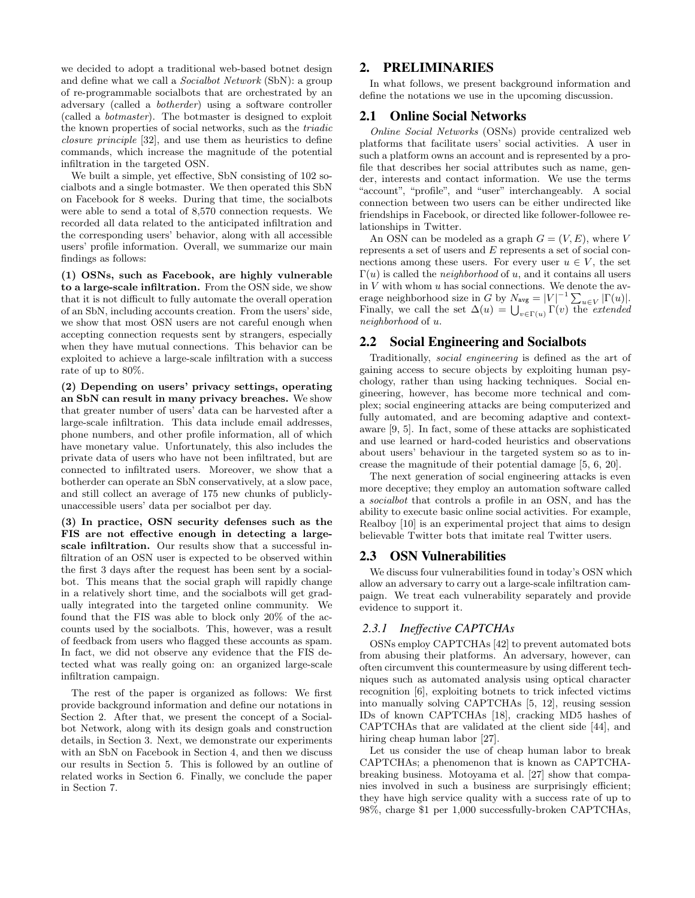we decided to adopt a traditional web-based botnet design and define what we call a *Socialbot Network* (SbN): a group of re-programmable socialbots that are orchestrated by an adversary (called a *botherder*) using a software controller (called a *botmaster*). The botmaster is designed to exploit the known properties of social networks, such as the *triadic closure principle* [32], and use them as heuristics to define commands, which increase the magnitude of the potential infiltration in the targeted OSN.

We built a simple, yet effective, SbN consisting of 102 socialbots and a single botmaster. We then operated this SbN on Facebook for 8 weeks. During that time, the socialbots were able to send a total of 8,570 connection requests. We recorded all data related to the anticipated infiltration and the corresponding users' behavior, along with all accessible users' profile information. Overall, we summarize our main findings as follows:

**(1) OSNs, such as Facebook, are highly vulnerable to a large-scale infiltration.** From the OSN side, we show that it is not difficult to fully automate the overall operation of an SbN, including accounts creation. From the users' side, we show that most OSN users are not careful enough when accepting connection requests sent by strangers, especially when they have mutual connections. This behavior can be exploited to achieve a large-scale infiltration with a success rate of up to 80%.

**(2) Depending on users' privacy settings, operating an SbN can result in many privacy breaches.** We show that greater number of users' data can be harvested after a large-scale infiltration. This data include email addresses, phone numbers, and other profile information, all of which have monetary value. Unfortunately, this also includes the private data of users who have not been infiltrated, but are connected to infiltrated users. Moreover, we show that a botherder can operate an SbN conservatively, at a slow pace, and still collect an average of 175 new chunks of publicly-unaccessible users' data per socialbot per day.

**(3) In practice, OSN security defenses such as the FIS are not effective enough in detecting a large-scale infiltration.** Our results show that a successful infiltration of an OSN user is expected to be observed within the first 3 days after the request has been sent by a socialbot. This means that the social graph will rapidly change in a relatively short time, and the socialbots will get gradually integrated into the targeted online community. We found that the FIS was able to block only 20% of the accounts used by the socialbots. This, however, was a result of feedback from users who flagged these accounts as spam. In fact, we did not observe any evidence that the FIS detected what was really going on: an organized large-scale infiltration campaign.

The rest of the paper is organized as follows: We first provide background information and define our notations in Section 2. After that, we present the concept of a Socialbot Network, along with its design goals and construction details, in Section 3. Next, we demonstrate our experiments with an SbN on Facebook in Section 4, and then we discuss our results in Section 5. This is followed by an outline of related works in Section 6. Finally, we conclude the paper in Section 7.

# 2. PRELIMINARIES

In what follows, we present background information and define the notations we use in the upcoming discussion.

## 2.1 Online Social Networks

*Online Social Networks* (OSNs) provide centralized web platforms that facilitate users' social activities. A user in such a platform owns an account and is represented by a profile that describes her social attributes such as name, gender, interests and contact information. We use the terms "account", "profile", and "user" interchangeably. A social connection between two users can be either undirected like friendships in Facebook, or directed like follower-followee relationships in Twitter.

An OSN can be modeled as a graph $G = (V, E)$, where $V$ represents a set of users and $E$ represents a set of social connections among these users. For every user $u \in V$, the set $\Gamma(u)$ is called the *neighborhood* of $u$, and it contains all users in $V$ with whom $u$ has social connections. We denote the average neighborhood size in $G$ by $N_{\texttt{avg}} = |V|^{-1} \sum_{u \in V} |\Gamma(u)|$. Finally, we call the set $\Delta(u) = \bigcup_{v \in \Gamma(u)} \Gamma(v)$ the *extended neighborhood* of $u$.

## 2.2 Social Engineering and Socialbots

Traditionally, *social engineering* is defined as the art of gaining access to secure objects by exploiting human psychology, rather than using hacking techniques. Social engineering, however, has become more technical and complex; social engineering attacks are being computerized and fully automated, and are becoming adaptive and context-aware [9, 5]. In fact, some of these attacks are sophisticated and use learned or hard-coded heuristics and observations about users' behaviour in the targeted system so as to increase the magnitude of their potential damage [5, 6, 20].

The next generation of social engineering attacks is even more deceptive; they employ an automation software called a *socialbot* that controls a profile in an OSN, and has the ability to execute basic online social activities. For example, Realboy [10] is an experimental project that aims to design believable Twitter bots that imitate real Twitter users.

## 2.3 OSN Vulnerabilities

We discuss four vulnerabilities found in today's OSN which allow an adversary to carry out a large-scale infiltration campaign. We treat each vulnerability separately and provide evidence to support it.

### 2.3.1 Ineffective CAPTCHAs

OSNs employ CAPTCHAs [42] to prevent automated bots from abusing their platforms. An adversary, however, can often circumvent this countermeasure by using different techniques such as automated analysis using optical character recognition [6], exploiting botnets to trick infected victims into manually solving CAPTCHAs [5, 12], reusing session IDs of known CAPTCHAs [18], cracking MD5 hashes of CAPTCHAs that are validated at the client side [44], and hiring cheap human labor [27].

Let us consider the use of cheap human labor to break CAPTCHAs; a phenomenon that is known as CAPTCHA-breaking business. Motoyama et al. [27] show that companies involved in such a business are surprisingly efficient; they have high service quality with a success rate of up to 98%, charge $1 per 1,000 successfully-broken CAPTCHAs,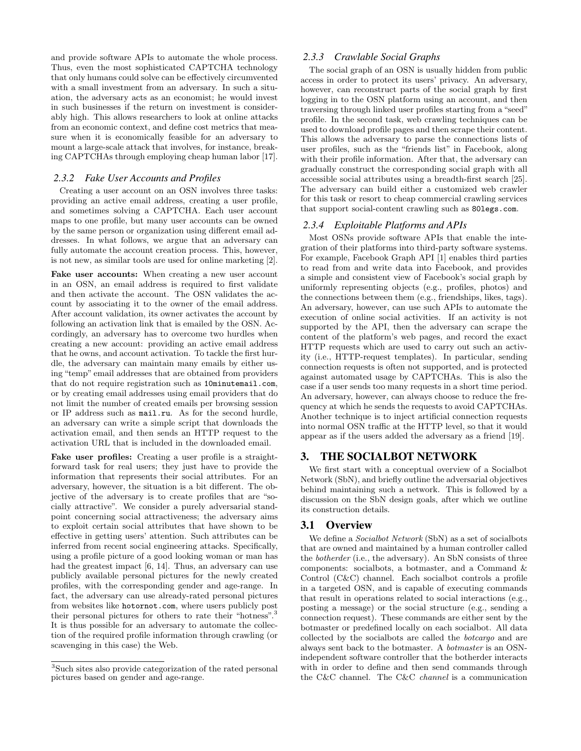and provide software APIs to automate the whole process. Thus, even the most sophisticated CAPTCHA technology that only humans could solve can be effectively circumvented with a small investment from an adversary. In such a situation, the adversary acts as an economist; he would invest in such businesses if the return on investment is considerably high. This allows researchers to look at online attacks from an economic context, and define cost metrics that measure when it is economically feasible for an adversary to mount a large-scale attack that involves, for instance, breaking CAPTCHAs through employing cheap human labor [17].

### *2.3.2 Fake User Accounts and Profiles*

Creating a user account on an OSN involves three tasks: providing an active email address, creating a user profile, and sometimes solving a CAPTCHA. Each user account maps to one profile, but many user accounts can be owned by the same person or organization using different email addresses. In what follows, we argue that an adversary can fully automate the account creation process. This, however, is not new, as similar tools are used for online marketing [2].

**Fake user accounts:** When creating a new user account in an OSN, an email address is required to first validate and then activate the account. The OSN validates the account by associating it to the owner of the email address. After account validation, its owner activates the account by following an activation link that is emailed by the OSN. Accordingly, an adversary has to overcome two hurdles when creating a new account: providing an active email address that he owns, and account activation. To tackle the first hurdle, the adversary can maintain many emails by either using "temp" email addresses that are obtained from providers that do not require registration such as `10minutemail.com`, or by creating email addresses using email providers that do not limit the number of created emails per browsing session or IP address such as `mail.ru`. As for the second hurdle, an adversary can write a simple script that downloads the activation email, and then sends an HTTP request to the activation URL that is included in the downloaded email.

**Fake user profiles:** Creating a user profile is a straightforward task for real users; they just have to provide the information that represents their social attributes. For an adversary, however, the situation is a bit different. The objective of the adversary is to create profiles that are "socially attractive". We consider a purely adversarial standpoint concerning social attractiveness; the adversary aims to exploit certain social attributes that have shown to be effective in getting users' attention. Such attributes can be inferred from recent social engineering attacks. Specifically, using a profile picture of a good looking woman or man has had the greatest impact [6, 14]. Thus, an adversary can use publicly available personal pictures for the newly created profiles, with the corresponding gender and age-range. In fact, the adversary can use already-rated personal pictures from websites like `hotornot.com`, where users publicly post their personal pictures for others to rate their "hotness".[3] It is thus possible for an adversary to automate the collection of the required profile information through crawling (or scavenging in this case) the Web.

[3] Such sites also provide categorization of the rated personal pictures based on gender and age-range.

### *2.3.3 Crawlable Social Graphs*

The social graph of an OSN is usually hidden from public access in order to protect its users' privacy. An adversary, however, can reconstruct parts of the social graph by first logging in to the OSN platform using an account, and then traversing through linked user profiles starting from a "seed" profile. In the second task, web crawling techniques can be used to download profile pages and then scrape their content. This allows the adversary to parse the connections lists of user profiles, such as the "friends list" in Facebook, along with their profile information. After that, the adversary can gradually construct the corresponding social graph with all accessible social attributes using a breadth-first search [25]. The adversary can build either a customized web crawler for this task or resort to cheap commercial crawling services that support social-content crawling such as `80legs.com`.

### *2.3.4 Exploitable Platforms and APIs*

Most OSNs provide software APIs that enable the integration of their platforms into third-party software systems. For example, Facebook Graph API [1] enables third parties to read from and write data into Facebook, and provides a simple and consistent view of Facebook's social graph by uniformly representing objects (e.g., profiles, photos) and the connections between them (e.g., friendships, likes, tags). An adversary, however, can use such APIs to automate the execution of online social activities. If an activity is not supported by the API, then the adversary can scrape the content of the platform's web pages, and record the exact HTTP requests which are used to carry out such an activity (i.e., HTTP-request templates). In particular, sending connection requests is often not supported, and is protected against automated usage by CAPTCHAs. This is also the case if a user sends too many requests in a short time period. An adversary, however, can always choose to reduce the frequency at which he sends the requests to avoid CAPTCHAs. Another technique is to inject artificial connection requests into normal OSN traffic at the HTTP level, so that it would appear as if the users added the adversary as a friend [19].

## 3. THE SOCIALBOT NETWORK

We first start with a conceptual overview of a Socialbot Network (SbN), and briefly outline the adversarial objectives behind maintaining such a network. This is followed by a discussion on the SbN design goals, after which we outline its construction details.

## 3.1 Overview

We define a *Socialbot Network* (SbN) as a set of socialbots that are owned and maintained by a human controller called the *botherder* (i.e., the adversary). An SbN consists of three components: socialbots, a botmaster, and a Command & Control (C&C) channel. Each socialbot controls a profile in a targeted OSN, and is capable of executing commands that result in operations related to social interactions (e.g., posting a message) or the social structure (e.g., sending a connection request). These commands are either sent by the botmaster or predefined locally on each socialbot. All data collected by the socialbots are called the *botcargo* and are always sent back to the botmaster. A *botmaster* is an OSN-independent software controller that the botherder interacts with in order to define and then send commands through the C&C channel. The C&C *channel* is a communication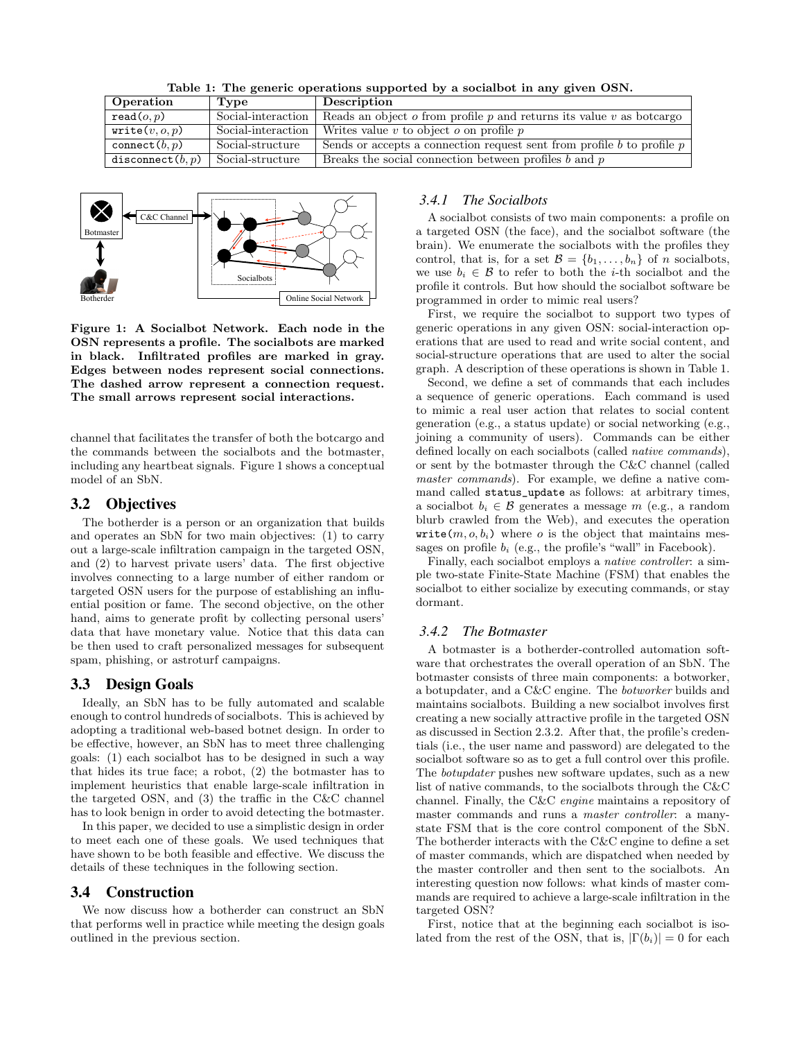Table 1: The generic operations supported by a socialbot in any given OSN.

| Operation | Type | Description |
|---|---|---|
| `read`$(o, p)$ | Social-interaction | Reads an object $o$ from profile $p$ and returns its value $v$ as botcargo |
| `write`$(v, o, p)$ | Social-interaction | Writes value $v$ to object $o$ on profile $p$ |
| `connect`$(b, p)$ | Social-structure | Sends or accepts a connection request sent from profile $b$ to profile $p$ |
| `disconnect`$(b, p)$ | Social-structure | Breaks the social connection between profiles $b$ and $p$ |

**Figure 1: A Socialbot Network. Each node in the OSN represents a profile. The socialbots are marked in black. Infiltrated profiles are marked in gray. Edges between nodes represent social connections. The dashed arrow represent a connection request. The small arrows represent social interactions.**

channel that facilitates the transfer of both the botcargo and the commands between the socialbots and the botmaster, including any heartbeat signals. Figure 1 shows a conceptual model of an SbN.

## 3.2 Objectives

The botherder is a person or an organization that builds and operates an SbN for two main objectives: (1) to carry out a large-scale infiltration campaign in the targeted OSN, and (2) to harvest private users' data. The first objective involves connecting to a large number of either random or targeted OSN users for the purpose of establishing an influential position or fame. The second objective, on the other hand, aims to generate profit by collecting personal users' data that have monetary value. Notice that this data can be then used to craft personalized messages for subsequent spam, phishing, or astroturf campaigns.

## 3.3 Design Goals

Ideally, an SbN has to be fully automated and scalable enough to control hundreds of socialbots. This is achieved by adopting a traditional web-based botnet design. In order to be effective, however, an SbN has to meet three challenging goals: (1) each socialbot has to be designed in such a way that hides its true face; a robot, (2) the botmaster has to implement heuristics that enable large-scale infiltration in the targeted OSN, and (3) the traffic in the C&C channel has to look benign in order to avoid detecting the botmaster.

In this paper, we decided to use a simplistic design in order to meet each one of these goals. We used techniques that have shown to be both feasible and effective. We discuss the details of these techniques in the following section.

## 3.4 Construction

We now discuss how a botherder can construct an SbN that performs well in practice while meeting the design goals outlined in the previous section.

### 3.4.1 The Socialbots

A socialbot consists of two main components: a profile on a targeted OSN (the face), and the socialbot software (the brain). We enumerate the socialbots with the profiles they control, that is, for a set $\mathcal{B} = \{b_1, \ldots, b_n\}$ of $n$ socialbots, we use $b_i \in \mathcal{B}$ to refer to both the $i$-th socialbot and the profile it controls. But how should the socialbot software be programmed in order to mimic real users?

First, we require the socialbot to support two types of generic operations in any given OSN: social-interaction operations that are used to read and write social content, and social-structure operations that are used to alter the social graph. A description of these operations is shown in Table 1.

Second, we define a set of commands that each includes a sequence of generic operations. Each command is used to mimic a real user action that relates to social content generation (e.g., a status update) or social networking (e.g., joining a community of users). Commands can be either defined locally on each socialbots (called *native commands*), or sent by the botmaster through the C&C channel (called *master commands*). For example, we define a native command called `status_update` as follows: at arbitrary times, a socialbot $b_i \in \mathcal{B}$ generates a message $m$ (e.g., a random blurb crawled from the Web), and executes the operation `write`$(m, o, b_i)$ where $o$ is the object that maintains messages on profile $b_i$ (e.g., the profile's "wall" in Facebook).

Finally, each socialbot employs a *native controller*: a simple two-state Finite-State Machine (FSM) that enables the socialbot to either socialize by executing commands, or stay dormant.

### 3.4.2 The Botmaster

A botmaster is a botherder-controlled automation software that orchestrates the overall operation of an SbN. The botmaster consists of three main components: a botworker, a botupdater, and a C&C engine. The *botworker* builds and maintains socialbots. Building a new socialbot involves first creating a new socially attractive profile in the targeted OSN as discussed in Section 2.3.2. After that, the profile's credentials (i.e., the user name and password) are delegated to the socialbot software so as to get a full control over this profile. The *botupdater* pushes new software updates, such as a new list of native commands, to the socialbots through the C&C channel. Finally, the C&C *engine* maintains a repository of master commands and runs a *master controller*: a many-state FSM that is the core control component of the SbN. The botherder interacts with the C&C engine to define a set of master commands, which are dispatched when needed by the master controller and then sent to the socialbots. An interesting question now follows: what kinds of master commands are required to achieve a large-scale infiltration in the targeted OSN?

First, notice that at the beginning each socialbot is isolated from the rest of the OSN, that is, $|\Gamma(b_i)| = 0$ for each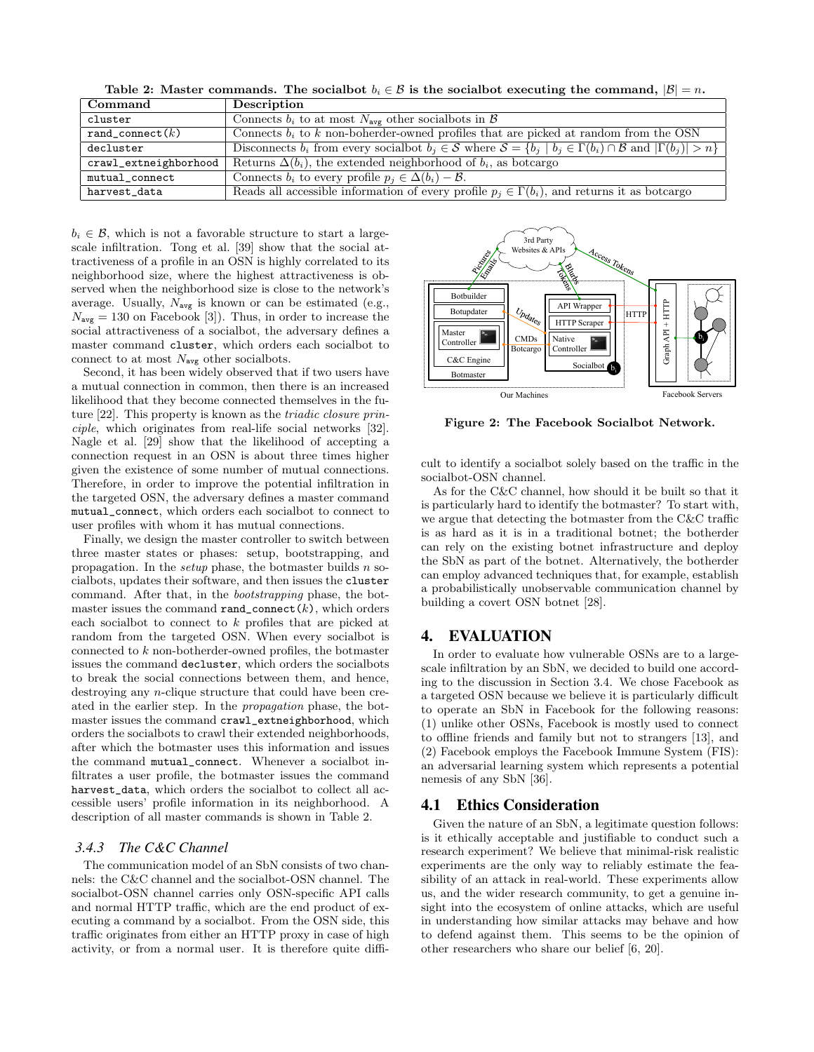**Table 2: Master commands. The socialbot $b_i \in \mathcal{B}$ is the socialbot executing the command, $|\mathcal{B}| = n$.**

| Command | Description |
| --- | --- |
| `cluster` | Connects $b_i$ to at most $N_{\text{avg}}$ other socialbots in $\mathcal{B}$ |
| `rand_connect`$(k)$ | Connects $b_i$ to $k$ non-boherder-owned profiles that are picked at random from the OSN |
| `decluster` | Disconnects $b_i$ from every socialbot $b_j \in \mathcal{S}$ where $\mathcal{S} = \{b_j \mid b_j \in \Gamma(b_i) \cap \mathcal{B}$ and $|\Gamma(b_j)| > n\}$ |
| `crawl_extneighborhood` | Returns $\Delta(b_i)$, the extended neighborhood of $b_i$, as botcargo |
| `mutual_connect` | Connects $b_i$ to every profile $p_j \in \Delta(b_i) - \mathcal{B}$. |
| `harvest_data` | Reads all accessible information of every profile $p_j \in \Gamma(b_i)$, and returns it as botcargo |

$b_i \in \mathcal{B}$, which is not a favorable structure to start a large-scale infiltration. Tong et al. [39] show that the social attractiveness of a profile in an OSN is highly correlated to its neighborhood size, where the highest attractiveness is observed when the neighborhood size is close to the network's average. Usually, $N_{\text{avg}}$ is known or can be estimated (e.g., $N_{\text{avg}} = 130$ on Facebook [3]). Thus, in order to increase the social attractiveness of a socialbot, the adversary defines a master command `cluster`, which orders each socialbot to connect to at most $N_{\text{avg}}$ other socialbots.

Second, it has been widely observed that if two users have a mutual connection in common, then there is an increased likelihood that they become connected themselves in the future [22]. This property is known as the *triadic closure principle*, which originates from real-life social networks [32]. Nagle et al. [29] show that the likelihood of accepting a connection request in an OSN is about three times higher given the existence of some number of mutual connections. Therefore, in order to improve the potential infiltration in the targeted OSN, the adversary defines a master command `mutual_connect`, which orders each socialbot to connect to user profiles with whom it has mutual connections.

Finally, we design the master controller to switch between three master states or phases: setup, bootstrapping, and propagation. In the *setup* phase, the botmaster builds $n$ socialbots, updates their software, and then issues the `cluster` command. After that, in the *bootstrapping* phase, the botmaster issues the command `rand_connect`$(k)$, which orders each socialbot to connect to $k$ profiles that are picked at random from the targeted OSN. When every socialbot is connected to $k$ non-botherder-owned profiles, the botmaster issues the command `decluster`, which orders the socialbots to break the social connections between them, and hence, destroying any $n$-clique structure that could have been created in the earlier step. In the *propagation* phase, the botmaster issues the command `crawl_extneighborhood`, which orders the socialbots to crawl their extended neighborhoods, after which the botmaster uses this information and issues the command `mutual_connect`. Whenever a socialbot infiltrates a user profile, the botmaster issues the command `harvest_data`, which orders the socialbot to collect all accessible users' profile information in its neighborhood. A description of all master commands is shown in Table 2.

### 3.4.3 The C&C Channel

The communication model of an SbN consists of two channels: the C&C channel and the socialbot-OSN channel. The socialbot-OSN channel carries only OSN-specific API calls and normal HTTP traffic, which are the end product of executing a command by a socialbot. From the OSN side, this traffic originates from either an HTTP proxy in case of high activity, or from a normal user. It is therefore quite difficult to identify a socialbot solely based on the traffic in the socialbot-OSN channel.

**Figure 2: The Facebook Socialbot Network.**

As for the C&C channel, how should it be built so that it is particularly hard to identify the botmaster? To start with, we argue that detecting the botmaster from the C&C traffic is as hard as it is in a traditional botnet; the botherder can rely on the existing botnet infrastructure and deploy the SbN as part of the botnet. Alternatively, the botherder can employ advanced techniques that, for example, establish a probabilistically unobservable communication channel by building a covert OSN botnet [28].

## 4. EVALUATION

In order to evaluate how vulnerable OSNs are to a large-scale infiltration by an SbN, we decided to build one according to the discussion in Section 3.4. We chose Facebook as a targeted OSN because we believe it is particularly difficult to operate an SbN in Facebook for the following reasons: (1) unlike other OSNs, Facebook is mostly used to connect to offline friends and family but not to strangers [13], and (2) Facebook employs the Facebook Immune System (FIS): an adversarial learning system which represents a potential nemesis of any SbN [36].

### 4.1 Ethics Consideration

Given the nature of an SbN, a legitimate question follows: is it ethically acceptable and justifiable to conduct such a research experiment? We believe that minimal-risk realistic experiments are the only way to reliably estimate the feasibility of an attack in real-world. These experiments allow us, and the wider research community, to get a genuine insight into the ecosystem of online attacks, which are useful in understanding how similar attacks may behave and how to defend against them. This seems to be the opinion of other researchers who share our belief [6, 20].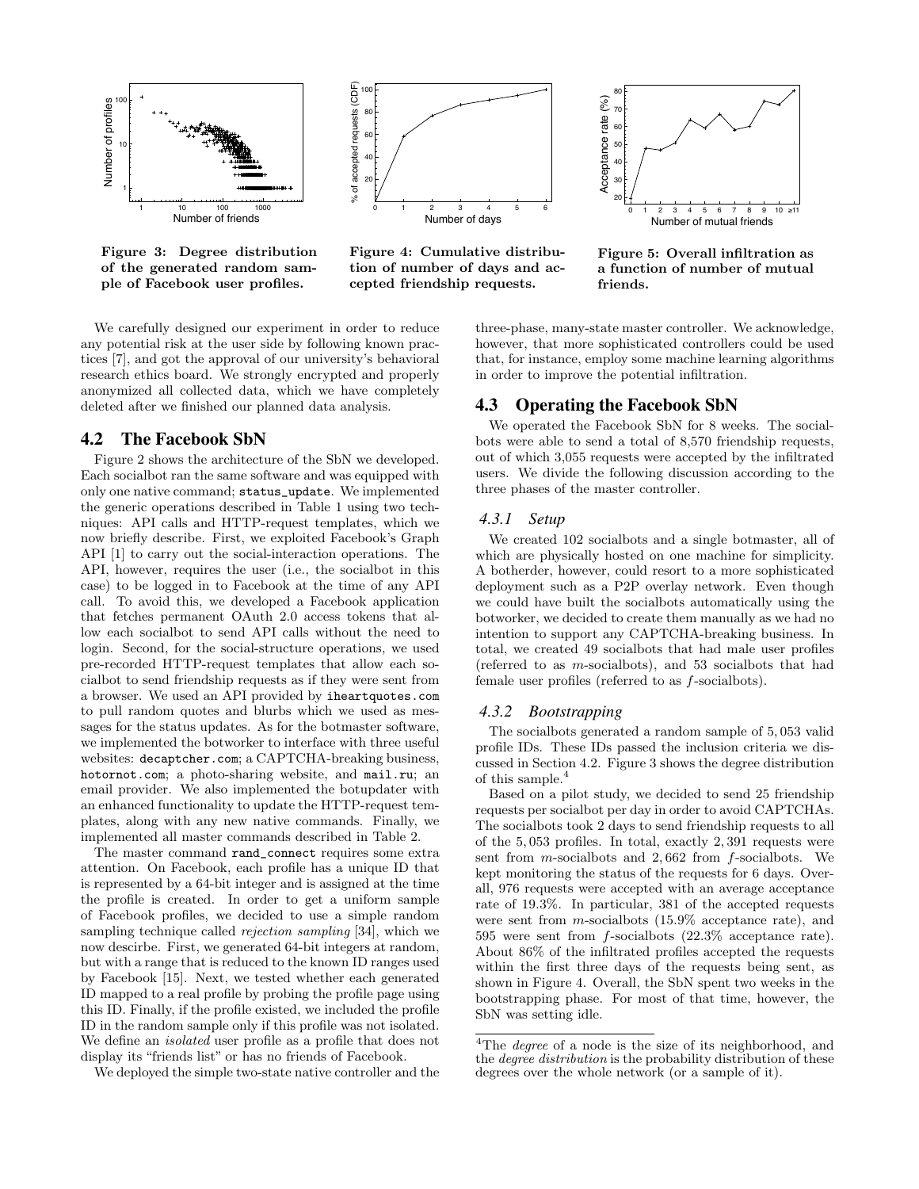Figure 3: Degree distribution of the generated random sample of Facebook user profiles.

Figure 4: Cumulative distribution of number of days and accepted friendship requests.

Figure 5: Overall infiltration as a function of number of mutual friends.

We carefully designed our experiment in order to reduce any potential risk at the user side by following known practices [7], and got the approval of our university's behavioral research ethics board. We strongly encrypted and properly anonymized all collected data, which we have completely deleted after we finished our planned data analysis.

## 4.2 The Facebook SbN

Figure 2 shows the architecture of the SbN we developed. Each socialbot ran the same software and was equipped with only one native command; `status_update`. We implemented the generic operations described in Table 1 using two techniques: API calls and HTTP-request templates, which we now briefly describe. First, we exploited Facebook's Graph API [1] to carry out the social-interaction operations. The API, however, requires the user (i.e., the socialbot in this case) to be logged in to Facebook at the time of any API call. To avoid this, we developed a Facebook application that fetches permanent OAuth 2.0 access tokens that allow each socialbot to send API calls without the need to login. Second, for the social-structure operations, we used pre-recorded HTTP-request templates that allow each socialbot to send friendship requests as if they were sent from a browser. We used an API provided by `iheartquotes.com` to pull random quotes and blurbs which we used as messages for the status updates. As for the botmaster software, we implemented the botworker to interface with three useful websites: `decaptcher.com`; a CAPTCHA-breaking business, `hotornot.com`; a photo-sharing website, and `mail.ru`; an email provider. We also implemented the botupdater with an enhanced functionality to update the HTTP-request templates, along with any new native commands. Finally, we implemented all master commands described in Table 2.

The master command `rand_connect` requires some extra attention. On Facebook, each profile has a unique ID that is represented by a 64-bit integer and is assigned at the time the profile is created. In order to get a uniform sample of Facebook profiles, we decided to use a simple random sampling technique called *rejection sampling* [34], which we now descirbe. First, we generated 64-bit integers at random, but with a range that is reduced to the known ID ranges used by Facebook [15]. Next, we tested whether each generated ID mapped to a real profile by probing the profile page using this ID. Finally, if the profile existed, we included the profile ID in the random sample only if this profile was not isolated. We define an *isolated* user profile as a profile that does not display its "friends list" or has no friends of Facebook.

We deployed the simple two-state native controller and the three-phase, many-state master controller. We acknowledge, however, that more sophisticated controllers could be used that, for instance, employ some machine learning algorithms in order to improve the potential infiltration.

## 4.3 Operating the Facebook SbN

We operated the Facebook SbN for 8 weeks. The socialbots were able to send a total of 8,570 friendship requests, out of which 3,055 requests were accepted by the infiltrated users. We divide the following discussion according to the three phases of the master controller.

### 4.3.1 Setup

We created 102 socialbots and a single botmaster, all of which are physically hosted on one machine for simplicity. A botherder, however, could resort to a more sophisticated deployment such as a P2P overlay network. Even though we could have built the socialbots automatically using the botworker, we decided to create them manually as we had no intention to support any CAPTCHA-breaking business. In total, we created 49 socialbots that had male user profiles (referred to as *m*-socialbots), and 53 socialbots that had female user profiles (referred to as *f*-socialbots).

### 4.3.2 Bootstrapping

The socialbots generated a random sample of 5,053 valid profile IDs. These IDs passed the inclusion criteria we discussed in Section 4.2. Figure 3 shows the degree distribution of this sample.[4]

Based on a pilot study, we decided to send 25 friendship requests per socialbot per day in order to avoid CAPTCHAs. The socialbots took 2 days to send friendship requests to all of the 5,053 profiles. In total, exactly 2,391 requests were sent from *m*-socialbots and 2,662 from *f*-socialbots. We kept monitoring the status of the requests for 6 days. Overall, 976 requests were accepted with an average acceptance rate of 19.3%. In particular, 381 of the accepted requests were sent from *m*-socialbots (15.9% acceptance rate), and 595 were sent from *f*-socialbots (22.3% acceptance rate). About 86% of the infiltrated profiles accepted the requests within the first three days of the requests being sent, as shown in Figure 4. Overall, the SbN spent two weeks in the bootstrapping phase. For most of that time, however, the SbN was setting idle.

[4] The *degree* of a node is the size of its neighborhood, and the *degree distribution* is the probability distribution of these degrees over the whole network (or a sample of it).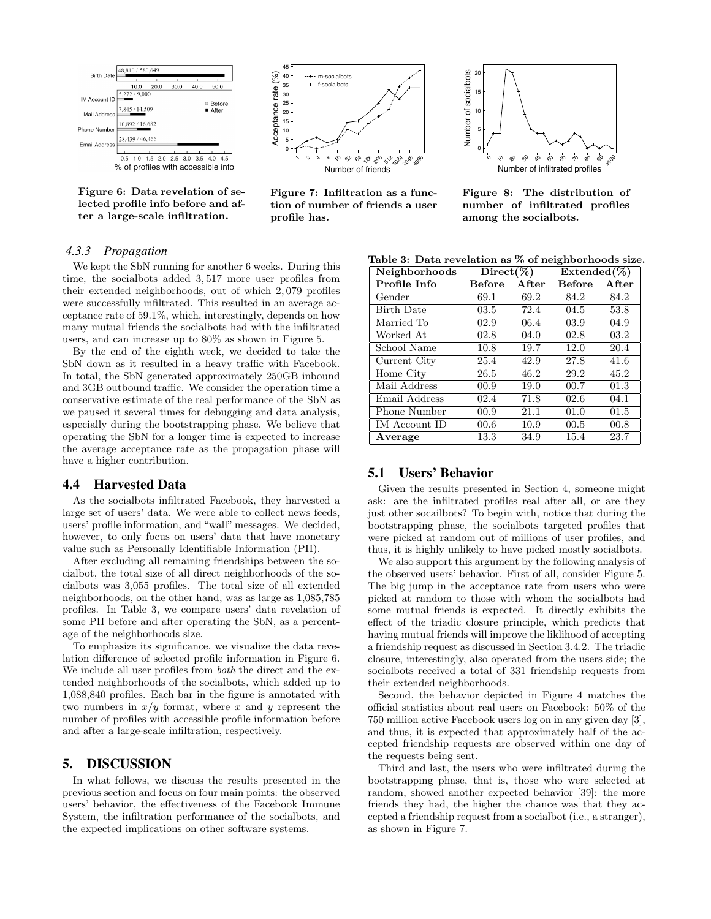Figure 6: Data revelation of selected profile info before and after a large-scale infiltration.

Figure 7: Infiltration as a function of number of friends a user profile has.

Figure 8: The distribution of number of infiltrated profiles among the socialbots.

#### 4.3.3 Propagation

We kept the SbN running for another 6 weeks. During this time, the socialbots added 3,517 more user profiles from their extended neighborhoods, out of which 2,079 profiles were successfully infiltrated. This resulted in an average acceptance rate of 59.1%, which, interestingly, depends on how many mutual friends the socialbots had with the infiltrated users, and can increase up to 80% as shown in Figure 5.

By the end of the eighth week, we decided to take the SbN down as it resulted in a heavy traffic with Facebook. In total, the SbN generated approximately 250GB inbound and 3GB outbound traffic. We consider the operation time a conservative estimate of the real performance of the SbN as we paused it several times for debugging and data analysis, especially during the bootstrapping phase. We believe that operating the SbN for a longer time is expected to increase the average acceptance rate as the propagation phase will have a higher contribution.

### 4.4 Harvested Data

As the socialbots infiltrated Facebook, they harvested a large set of users' data. We were able to collect news feeds, users' profile information, and "wall" messages. We decided, however, to only focus on users' data that have monetary value such as Personally Identifiable Information (PII).

After excluding all remaining friendships between the socialbot, the total size of all direct neighborhoods of the socialbots was 3,055 profiles. The total size of all extended neighborhoods, on the other hand, was as large as 1,085,785 profiles. In Table 3, we compare users' data revelation of some PII before and after operating the SbN, as a percentage of the neighborhoods size.

To emphasize its significance, we visualize the data revelation difference of selected profile information in Figure 6. We include all user profiles from *both* the direct and the extended neighborhoods of the socialbots, which added up to 1,088,840 profiles. Each bar in the figure is annotated with two numbers in $x/y$ format, where $x$ and $y$ represent the number of profiles with accessible profile information before and after a large-scale infiltration, respectively.

**Table 3: Data revelation as % of neighborhoods size.**

| Neighborhoods | Direct(%) | | Extended(%) | |
|---|---|---|---|---|
| **Profile Info** | **Before** | **After** | **Before** | **After** |
| Gender | 69.1 | 69.2 | 84.2 | 84.2 |
| Birth Date | 03.5 | 72.4 | 04.5 | 53.8 |
| Married To | 02.9 | 06.4 | 03.9 | 04.9 |
| Worked At | 02.8 | 04.0 | 02.8 | 03.2 |
| School Name | 10.8 | 19.7 | 12.0 | 20.4 |
| Current City | 25.4 | 42.9 | 27.8 | 41.6 |
| Home City | 26.5 | 46.2 | 29.2 | 45.2 |
| Mail Address | 00.9 | 19.0 | 00.7 | 01.3 |
| Email Address | 02.4 | 71.8 | 02.6 | 04.1 |
| Phone Number | 00.9 | 21.1 | 01.0 | 01.5 |
| IM Account ID | 00.6 | 10.9 | 00.5 | 00.8 |
| **Average** | 13.3 | 34.9 | 15.4 | 23.7 |

## 5. DISCUSSION

In what follows, we discuss the results presented in the previous section and focus on four main points: the observed users' behavior, the effectiveness of the Facebook Immune System, the infiltration performance of the socialbots, and the expected implications on other software systems.

### 5.1 Users' Behavior

Given the results presented in Section 4, someone might ask: are the infiltrated profiles real after all, or are they just other socailbots? To begin with, notice that during the bootstrapping phase, the socialbots targeted profiles that were picked at random out of millions of user profiles, and thus, it is highly unlikely to have picked mostly socialbots.

We also support this argument by the following analysis of the observed users' behavior. First of all, consider Figure 5. The big jump in the acceptance rate from users who were picked at random to those with whom the socialbots had some mutual friends is expected. It directly exhibits the effect of the triadic closure principle, which predicts that having mutual friends will improve the liklihood of accepting a friendship request as discussed in Section 3.4.2. The triadic closure, interestingly, also operated from the users side; the socialbots received a total of 331 friendship requests from their extended neighborhoods.

Second, the behavior depicted in Figure 4 matches the official statistics about real users on Facebook: 50% of the 750 million active Facebook users log on in any given day [3], and thus, it is expected that approximately half of the accepted friendship requests are observed within one day of the requests being sent.

Third and last, the users who were infiltrated during the bootstrapping phase, that is, those who were selected at random, showed another expected behavior [39]: the more friends they had, the higher the chance was that they accepted a friendship request from a socialbot (i.e., a stranger), as shown in Figure 7.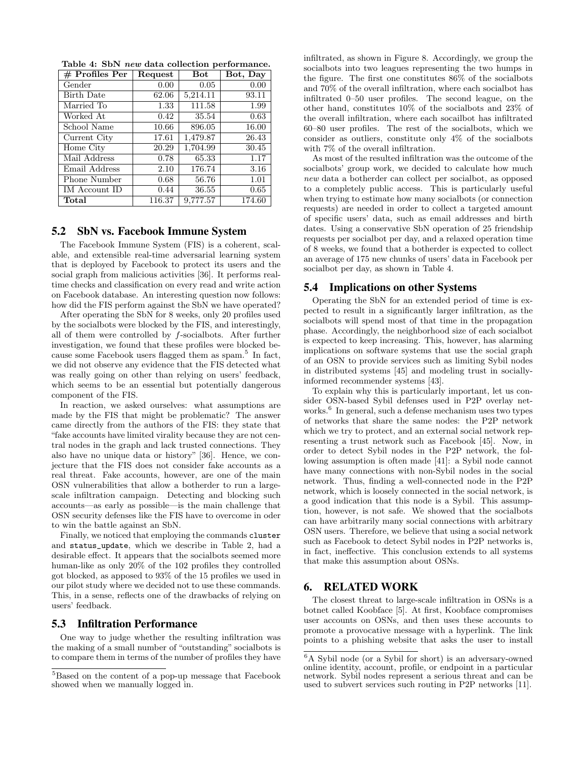Table 4: SbN *new* data collection performance.

| # Profiles Per | Request | Bot | Bot, Day |
|---|---|---|---|
| Gender | 0.00 | 0.05 | 0.00 |
| Birth Date | 62.06 | 5,214.11 | 93.11 |
| Married To | 1.33 | 111.58 | 1.99 |
| Worked At | 0.42 | 35.54 | 0.63 |
| School Name | 10.66 | 896.05 | 16.00 |
| Current City | 17.61 | 1,479.87 | 26.43 |
| Home City | 20.29 | 1,704.99 | 30.45 |
| Mail Address | 0.78 | 65.33 | 1.17 |
| Email Address | 2.10 | 176.74 | 3.16 |
| Phone Number | 0.68 | 56.76 | 1.01 |
| IM Account ID | 0.44 | 36.55 | 0.65 |
| **Total** | 116.37 | 9,777.57 | 174.60 |

## 5.2 SbN vs. Facebook Immune System

The Facebook Immune System (FIS) is a coherent, scalable, and extensible real-time adversarial learning system that is deployed by Facebook to protect its users and the social graph from malicious activities [36]. It performs real-time checks and classification on every read and write action on Facebook database. An interesting question now follows: how did the FIS perform against the SbN we have operated?

After operating the SbN for 8 weeks, only 20 profiles used by the socialbots were blocked by the FIS, and interestingly, all of them were controlled by *f*-socialbots. After further investigation, we found that these profiles were blocked because some Facebook users flagged them as spam.[5] In fact, we did not observe any evidence that the FIS detected what was really going on other than relying on users' feedback, which seems to be an essential but potentially dangerous component of the FIS.

In reaction, we asked ourselves: what assumptions are made by the FIS that might be problematic? The answer came directly from the authors of the FIS: they state that "fake accounts have limited virality because they are not central nodes in the graph and lack trusted connections. They also have no unique data or history" [36]. Hence, we conjecture that the FIS does not consider fake accounts as a real threat. Fake accounts, however, are one of the main OSN vulnerabilities that allow a botherder to run a large-scale infiltration campaign. Detecting and blocking such accounts—as early as possible—is the main challenge that OSN security defenses like the FIS have to overcome in oder to win the battle against an SbN.

Finally, we noticed that employing the commands `cluster` and `status_update`, which we describe in Table 2, had a desirable effect. It appears that the socialbots seemed more human-like as only 20% of the 102 profiles they controlled got blocked, as apposed to 93% of the 15 profiles we used in our pilot study where we decided not to use these commands. This, in a sense, reflects one of the drawbacks of relying on users' feedback.

## 5.3 Infiltration Performance

One way to judge whether the resulting infiltration was the making of a small number of "outstanding" socialbots is to compare them in terms of the number of profiles they have infiltrated, as shown in Figure 8. Accordingly, we group the socialbots into two leagues representing the two humps in the figure. The first one constitutes 86% of the socialbots and 70% of the overall infiltration, where each socialbot has infiltrated 0–50 user profiles. The second league, on the other hand, constitutes 10% of the socialbots and 23% of the overall infiltration, where each socailbot has infiltrated 60–80 user profiles. The rest of the socialbots, which we consider as outliers, constitute only 4% of the socialbots with 7% of the overall infiltration.

As most of the resulted infiltration was the outcome of the socialbots' group work, we decided to calculate how much *new* data a botherder can collect per socialbot, as opposed to a completely public access. This is particularly useful when trying to estimate how many socialbots (or connection requests) are needed in order to collect a targeted amount of specific users' data, such as email addresses and birth dates. Using a conservative SbN operation of 25 friendship requests per socialbot per day, and a relaxed operation time of 8 weeks, we found that a botherder is expected to collect an average of 175 new chunks of users' data in Facebook per socialbot per day, as shown in Table 4.

## 5.4 Implications on other Systems

Operating the SbN for an extended period of time is expected to result in a significantly larger infiltration, as the socialbots will spend most of that time in the propagation phase. Accordingly, the neighborhood size of each socialbot is expected to keep increasing. This, however, has alarming implications on software systems that use the social graph of an OSN to provide services such as limiting Sybil nodes in distributed systems [45] and modeling trust in socially-informed recommender systems [43].

To explain why this is particularly important, let us consider OSN-based Sybil defenses used in P2P overlay networks.[6] In general, such a defense mechanism uses two types of networks that share the same nodes: the P2P network which we try to protect, and an external social network representing a trust network such as Facebook [45]. Now, in order to detect Sybil nodes in the P2P network, the following assumption is often made [41]: a Sybil node cannot have many connections with non-Sybil nodes in the social network. Thus, finding a well-connected node in the P2P network, which is loosely connected in the social network, is a good indication that this node is a Sybil. This assumption, however, is not safe. We showed that the socialbots can have arbitrarily many social connections with arbitrary OSN users. Therefore, we believe that using a social network such as Facebook to detect Sybil nodes in P2P networks is, in fact, ineffective. This conclusion extends to all systems that make this assumption about OSNs.

# 6. RELATED WORK

The closest threat to large-scale infiltration in OSNs is a botnet called Koobface [5]. At first, Koobface compromises user accounts on OSNs, and then uses these accounts to promote a provocative message with a hyperlink. The link points to a phishing website that asks the user to install

[5]Based on the content of a pop-up message that Facebook showed when we manually logged in.

[6]A Sybil node (or a Sybil for short) is an adversary-owned online identity, account, profile, or endpoint in a particular network. Sybil nodes represent a serious threat and can be used to subvert services such routing in P2P networks [11].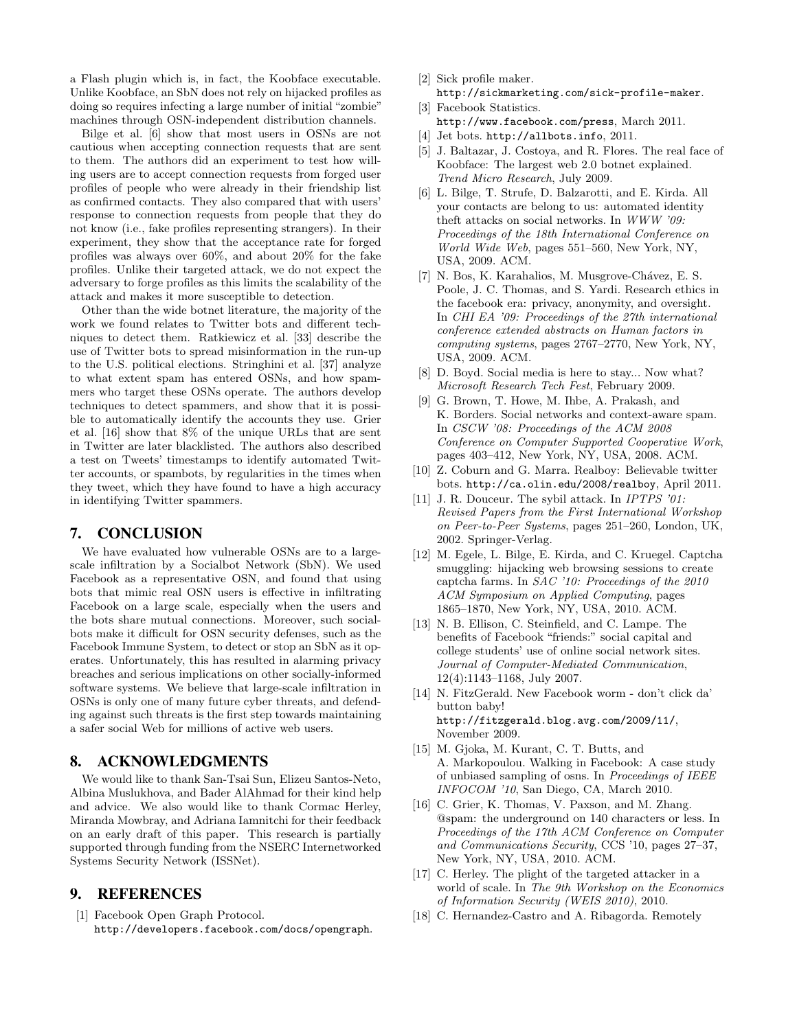a Flash plugin which is, in fact, the Koobface executable. Unlike Koobface, an SbN does not rely on hijacked profiles as doing so requires infecting a large number of initial "zombie" machines through OSN-independent distribution channels.

Bilge et al. [6] show that most users in OSNs are not cautious when accepting connection requests that are sent to them. The authors did an experiment to test how willing users are to accept connection requests from forged user profiles of people who were already in their friendship list as confirmed contacts. They also compared that with users' response to connection requests from people that they do not know (i.e., fake profiles representing strangers). In their experiment, they show that the acceptance rate for forged profiles was always over 60%, and about 20% for the fake profiles. Unlike their targeted attack, we do not expect the adversary to forge profiles as this limits the scalability of the attack and makes it more susceptible to detection.

Other than the wide botnet literature, the majority of the work we found relates to Twitter bots and different techniques to detect them. Ratkiewicz et al. [33] describe the use of Twitter bots to spread misinformation in the run-up to the U.S. political elections. Stringhini et al. [37] analyze to what extent spam has entered OSNs, and how spammers who target these OSNs operate. The authors develop techniques to detect spammers, and show that it is possible to automatically identify the accounts they use. Grier et al. [16] show that 8% of the unique URLs that are sent in Twitter are later blacklisted. The authors also described a test on Tweets' timestamps to identify automated Twitter accounts, or spambots, by regularities in the times when they tweet, which they have found to have a high accuracy in identifying Twitter spammers.

# 7. CONCLUSION

We have evaluated how vulnerable OSNs are to a large-scale infiltration by a Socialbot Network (SbN). We used Facebook as a representative OSN, and found that using bots that mimic real OSN users is effective in infiltrating Facebook on a large scale, especially when the users and the bots share mutual connections. Moreover, such socialbots make it difficult for OSN security defenses, such as the Facebook Immune System, to detect or stop an SbN as it operates. Unfortunately, this has resulted in alarming privacy breaches and serious implications on other socially-informed software systems. We believe that large-scale infiltration in OSNs is only one of many future cyber threats, and defending against such threats is the first step towards maintaining a safer social Web for millions of active web users.

# 8. ACKNOWLEDGMENTS

We would like to thank San-Tsai Sun, Elizeu Santos-Neto, Albina Muslukhova, and Bader AlAhmad for their kind help and advice. We also would like to thank Cormac Herley, Miranda Mowbray, and Adriana Iamnitchi for their feedback on an early draft of this paper. This research is partially supported through funding from the NSERC Internetworked Systems Security Network (ISSNet).

# 9. REFERENCES

[1] Facebook Open Graph Protocol. http://developers.facebook.com/docs/opengraph.

[2] Sick profile maker. http://sickmarketing.com/sick-profile-maker.

[3] Facebook Statistics. http://www.facebook.com/press, March 2011.

[4] Jet bots. http://allbots.info, 2011.

[5] J. Baltazar, J. Costoya, and R. Flores. The real face of Koobface: The largest web 2.0 botnet explained. *Trend Micro Research*, July 2009.

[6] L. Bilge, T. Strufe, D. Balzarotti, and E. Kirda. All your contacts are belong to us: automated identity theft attacks on social networks. In *WWW '09: Proceedings of the 18th International Conference on World Wide Web*, pages 551–560, New York, NY, USA, 2009. ACM.

[7] N. Bos, K. Karahalios, M. Musgrove-Chávez, E. S. Poole, J. C. Thomas, and S. Yardi. Research ethics in the facebook era: privacy, anonymity, and oversight. In *CHI EA '09: Proceedings of the 27th international conference extended abstracts on Human factors in computing systems*, pages 2767–2770, New York, NY, USA, 2009. ACM.

[8] D. Boyd. Social media is here to stay... Now what? *Microsoft Research Tech Fest*, February 2009.

[9] G. Brown, T. Howe, M. Ihbe, A. Prakash, and K. Borders. Social networks and context-aware spam. In *CSCW '08: Proceedings of the ACM 2008 Conference on Computer Supported Cooperative Work*, pages 403–412, New York, NY, USA, 2008. ACM.

[10] Z. Coburn and G. Marra. Realboy: Believable twitter bots. http://ca.olin.edu/2008/realboy, April 2011.

[11] J. R. Douceur. The sybil attack. In *IPTPS '01: Revised Papers from the First International Workshop on Peer-to-Peer Systems*, pages 251–260, London, UK, 2002. Springer-Verlag.

[12] M. Egele, L. Bilge, E. Kirda, and C. Kruegel. Captcha smuggling: hijacking web browsing sessions to create captcha farms. In *SAC '10: Proceedings of the 2010 ACM Symposium on Applied Computing*, pages 1865–1870, New York, NY, USA, 2010. ACM.

[13] N. B. Ellison, C. Steinfield, and C. Lampe. The benefits of Facebook "friends:" social capital and college students' use of online social network sites. *Journal of Computer-Mediated Communication*, 12(4):1143–1168, July 2007.

[14] N. FitzGerald. New Facebook worm - don't click da' button baby! http://fitzgerald.blog.avg.com/2009/11/, November 2009.

[15] M. Gjoka, M. Kurant, C. T. Butts, and A. Markopoulou. Walking in Facebook: A case study of unbiased sampling of osns. In *Proceedings of IEEE INFOCOM '10*, San Diego, CA, March 2010.

[16] C. Grier, K. Thomas, V. Paxson, and M. Zhang. @spam: the underground on 140 characters or less. In *Proceedings of the 17th ACM Conference on Computer and Communications Security*, CCS '10, pages 27–37, New York, NY, USA, 2010. ACM.

[17] C. Herley. The plight of the targeted attacker in a world of scale. In *The 9th Workshop on the Economics of Information Security (WEIS 2010)*, 2010.

[18] C. Hernandez-Castro and A. Ribagorda. Remotely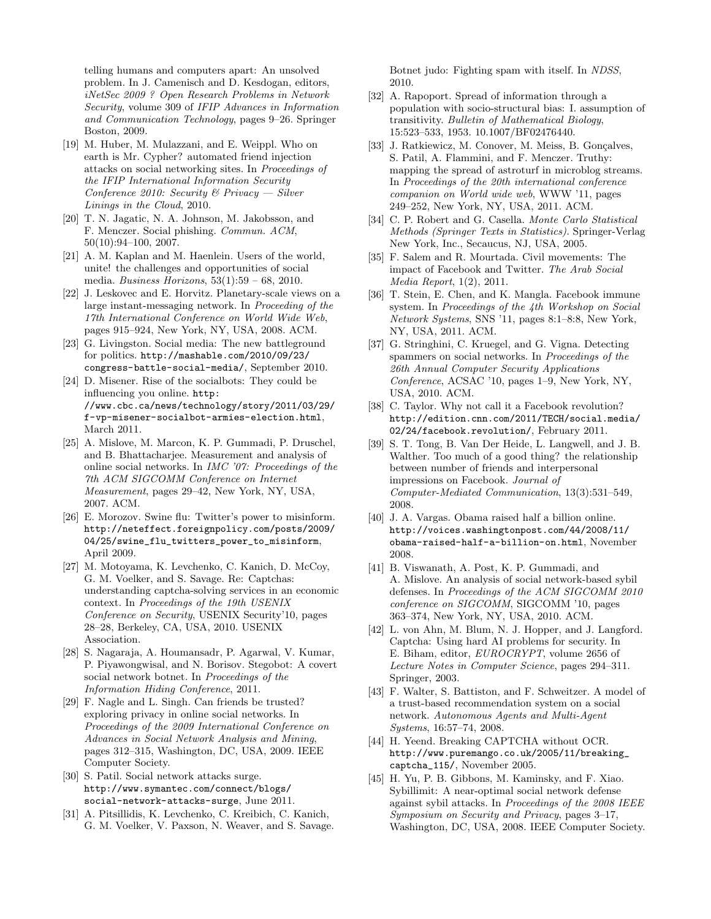telling humans and computers apart: An unsolved problem. In J. Camenisch and D. Kesdogan, editors, *iNetSec 2009 ? Open Research Problems in Network Security*, volume 309 of *IFIP Advances in Information and Communication Technology*, pages 9–26. Springer Boston, 2009.

[19] M. Huber, M. Mulazzani, and E. Weippl. Who on earth is Mr. Cypher? automated friend injection attacks on social networking sites. In *Proceedings of the IFIP International Information Security Conference 2010: Security & Privacy — Silver Linings in the Cloud*, 2010.

[20] T. N. Jagatic, N. A. Johnson, M. Jakobsson, and F. Menczer. Social phishing. *Commun. ACM*, 50(10):94–100, 2007.

[21] A. M. Kaplan and M. Haenlein. Users of the world, unite! the challenges and opportunities of social media. *Business Horizons*, 53(1):59 – 68, 2010.

[22] J. Leskovec and E. Horvitz. Planetary-scale views on a large instant-messaging network. In *Proceeding of the 17th International Conference on World Wide Web*, pages 915–924, New York, NY, USA, 2008. ACM.

[23] G. Livingston. Social media: The new battleground for politics. http://mashable.com/2010/09/23/congress-battle-social-media/, September 2010.

[24] D. Misener. Rise of the socialbots: They could be influencing you online. http://www.cbc.ca/news/technology/story/2011/03/29/f-vp-misener-socialbot-armies-election.html, March 2011.

[25] A. Mislove, M. Marcon, K. P. Gummadi, P. Druschel, and B. Bhattacharjee. Measurement and analysis of online social networks. In *IMC '07: Proceedings of the 7th ACM SIGCOMM Conference on Internet Measurement*, pages 29–42, New York, NY, USA, 2007. ACM.

[26] E. Morozov. Swine flu: Twitter's power to misinform. http://neteffect.foreignpolicy.com/posts/2009/04/25/swine_flu_twitters_power_to_misinform, April 2009.

[27] M. Motoyama, K. Levchenko, C. Kanich, D. McCoy, G. M. Voelker, and S. Savage. Re: Captchas: understanding captcha-solving services in an economic context. In *Proceedings of the 19th USENIX Conference on Security*, USENIX Security'10, pages 28–28, Berkeley, CA, USA, 2010. USENIX Association.

[28] S. Nagaraja, A. Houmansadr, P. Agarwal, V. Kumar, P. Piyawongwisal, and N. Borisov. Stegobot: A covert social network botnet. In *Proceedings of the Information Hiding Conference*, 2011.

[29] F. Nagle and L. Singh. Can friends be trusted? exploring privacy in online social networks. In *Proceedings of the 2009 International Conference on Advances in Social Network Analysis and Mining*, pages 312–315, Washington, DC, USA, 2009. IEEE Computer Society.

[30] S. Patil. Social network attacks surge. http://www.symantec.com/connect/blogs/social-network-attacks-surge, June 2011.

[31] A. Pitsillidis, K. Levchenko, C. Kreibich, C. Kanich, G. M. Voelker, V. Paxson, N. Weaver, and S. Savage. Botnet judo: Fighting spam with itself. In *NDSS*, 2010.

[32] A. Rapoport. Spread of information through a population with socio-structural bias: I. assumption of transitivity. *Bulletin of Mathematical Biology*, 15:523–533, 1953. 10.1007/BF02476440.

[33] J. Ratkiewicz, M. Conover, M. Meiss, B. Gonçalves, S. Patil, A. Flammini, and F. Menczer. Truthy: mapping the spread of astroturf in microblog streams. In *Proceedings of the 20th international conference companion on World wide web*, WWW '11, pages 249–252, New York, NY, USA, 2011. ACM.

[34] C. P. Robert and G. Casella. *Monte Carlo Statistical Methods (Springer Texts in Statistics)*. Springer-Verlag New York, Inc., Secaucus, NJ, USA, 2005.

[35] F. Salem and R. Mourtada. Civil movements: The impact of Facebook and Twitter. *The Arab Social Media Report*, 1(2), 2011.

[36] T. Stein, E. Chen, and K. Mangla. Facebook immune system. In *Proceedings of the 4th Workshop on Social Network Systems*, SNS '11, pages 8:1–8:8, New York, NY, USA, 2011. ACM.

[37] G. Stringhini, C. Kruegel, and G. Vigna. Detecting spammers on social networks. In *Proceedings of the 26th Annual Computer Security Applications Conference*, ACSAC '10, pages 1–9, New York, NY, USA, 2010. ACM.

[38] C. Taylor. Why not call it a Facebook revolution? http://edition.cnn.com/2011/TECH/social.media/02/24/facebook.revolution/, February 2011.

[39] S. T. Tong, B. Van Der Heide, L. Langwell, and J. B. Walther. Too much of a good thing? the relationship between number of friends and interpersonal impressions on Facebook. *Journal of Computer-Mediated Communication*, 13(3):531–549, 2008.

[40] J. A. Vargas. Obama raised half a billion online. http://voices.washingtonpost.com/44/2008/11/obama-raised-half-a-billion-on.html, November 2008.

[41] B. Viswanath, A. Post, K. P. Gummadi, and A. Mislove. An analysis of social network-based sybil defenses. In *Proceedings of the ACM SIGCOMM 2010 conference on SIGCOMM*, SIGCOMM '10, pages 363–374, New York, NY, USA, 2010. ACM.

[42] L. von Ahn, M. Blum, N. J. Hopper, and J. Langford. Captcha: Using hard AI problems for security. In E. Biham, editor, *EUROCRYPT*, volume 2656 of *Lecture Notes in Computer Science*, pages 294–311. Springer, 2003.

[43] F. Walter, S. Battiston, and F. Schweitzer. A model of a trust-based recommendation system on a social network. *Autonomous Agents and Multi-Agent Systems*, 16:57–74, 2008.

[44] H. Yeend. Breaking CAPTCHA without OCR. http://www.puremango.co.uk/2005/11/breaking_captcha_115/, November 2005.

[45] H. Yu, P. B. Gibbons, M. Kaminsky, and F. Xiao. Sybillimit: A near-optimal social network defense against sybil attacks. In *Proceedings of the 2008 IEEE Symposium on Security and Privacy*, pages 3–17, Washington, DC, USA, 2008. IEEE Computer Society.